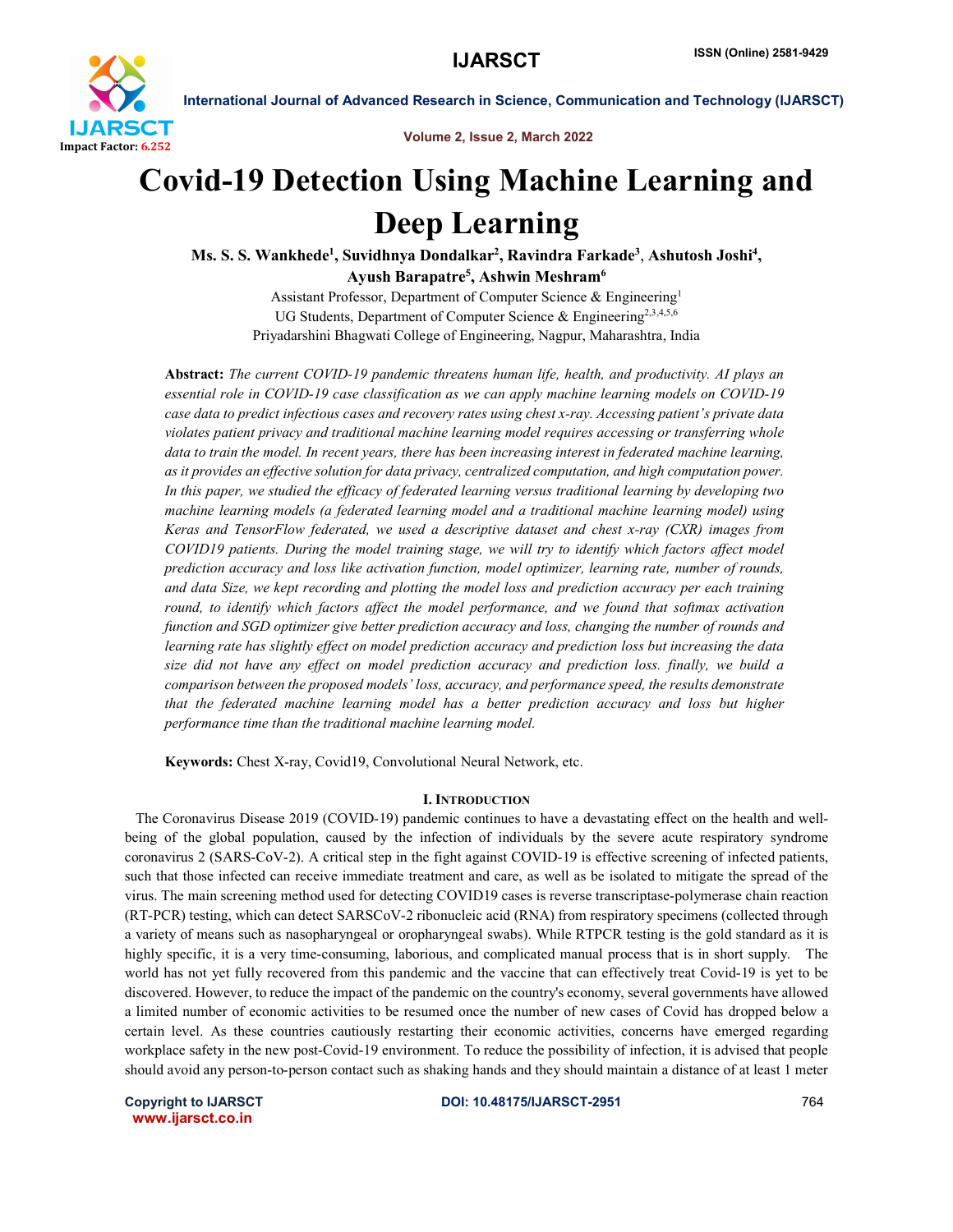# Covid-19 Detection Using Machine Learning and Deep Learning

**Ms. S. S. Wankhede[1], Suvidhnya Dondalkar[2], Ravindra Farkade[3], Ashutosh Joshi[4], Ayush Barapatre[5], Ashwin Meshram[6]**

Assistant Professor, Department of Computer Science & Engineering[1]
UG Students, Department of Computer Science & Engineering[2,3,4,5,6]
Priyadarshini Bhagwati College of Engineering, Nagpur, Maharashtra, India

**Abstract:** *The current COVID-19 pandemic threatens human life, health, and productivity. AI plays an essential role in COVID-19 case classification as we can apply machine learning models on COVID-19 case data to predict infectious cases and recovery rates using chest x-ray. Accessing patient's private data violates patient privacy and traditional machine learning model requires accessing or transferring whole data to train the model. In recent years, there has been increasing interest in federated machine learning, as it provides an effective solution for data privacy, centralized computation, and high computation power. In this paper, we studied the efficacy of federated learning versus traditional learning by developing two machine learning models (a federated learning model and a traditional machine learning model) using Keras and TensorFlow federated, we used a descriptive dataset and chest x-ray (CXR) images from COVID19 patients. During the model training stage, we will try to identify which factors affect model prediction accuracy and loss like activation function, model optimizer, learning rate, number of rounds, and data Size, we kept recording and plotting the model loss and prediction accuracy per each training round, to identify which factors affect the model performance, and we found that softmax activation function and SGD optimizer give better prediction accuracy and loss, changing the number of rounds and learning rate has slightly effect on model prediction accuracy and prediction loss but increasing the data size did not have any effect on model prediction accuracy and prediction loss. finally, we build a comparison between the proposed models' loss, accuracy, and performance speed, the results demonstrate that the federated machine learning model has a better prediction accuracy and loss but higher performance time than the traditional machine learning model.*

**Keywords:** Chest X-ray, Covid19, Convolutional Neural Network, etc.

## I. Introduction

The Coronavirus Disease 2019 (COVID-19) pandemic continues to have a devastating effect on the health and well-being of the global population, caused by the infection of individuals by the severe acute respiratory syndrome coronavirus 2 (SARS-CoV-2). A critical step in the fight against COVID-19 is effective screening of infected patients, such that those infected can receive immediate treatment and care, as well as be isolated to mitigate the spread of the virus. The main screening method used for detecting COVID19 cases is reverse transcriptase-polymerase chain reaction (RT-PCR) testing, which can detect SARSCoV-2 ribonucleic acid (RNA) from respiratory specimens (collected through a variety of means such as nasopharyngeal or oropharyngeal swabs). While RTPCR testing is the gold standard as it is highly specific, it is a very time-consuming, laborious, and complicated manual process that is in short supply. The world has not yet fully recovered from this pandemic and the vaccine that can effectively treat Covid-19 is yet to be discovered. However, to reduce the impact of the pandemic on the country's economy, several governments have allowed a limited number of economic activities to be resumed once the number of new cases of Covid has dropped below a certain level. As these countries cautiously restarting their economic activities, concerns have emerged regarding workplace safety in the new post-Covid-19 environment. To reduce the possibility of infection, it is advised that people should avoid any person-to-person contact such as shaking hands and they should maintain a distance of at least 1 meter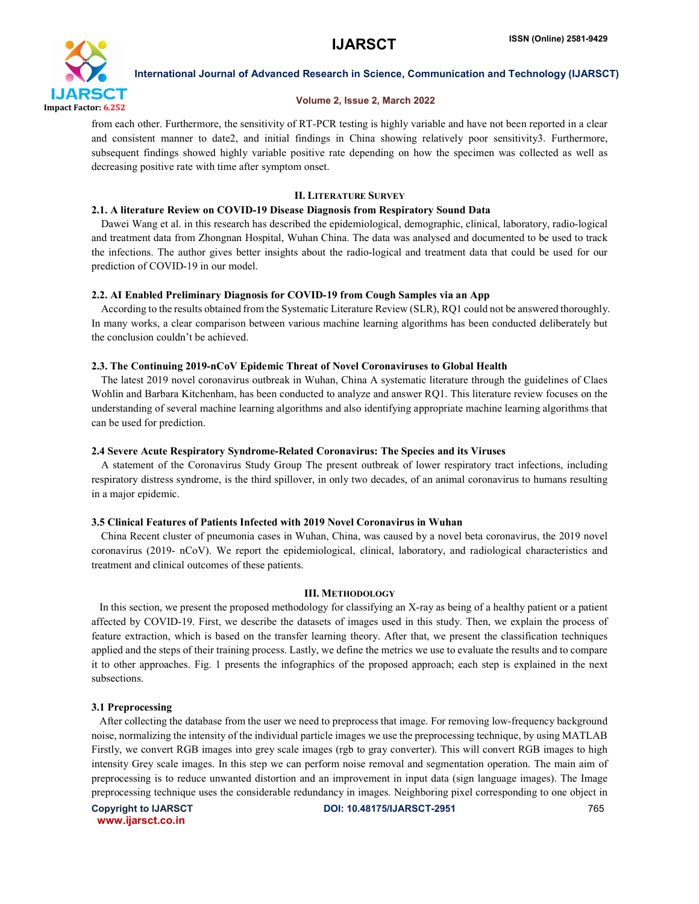from each other. Furthermore, the sensitivity of RT-PCR testing is highly variable and have not been reported in a clear and consistent manner to date2, and initial findings in China showing relatively poor sensitivity3. Furthermore, subsequent findings showed highly variable positive rate depending on how the specimen was collected as well as decreasing positive rate with time after symptom onset.

## II. Literature Survey

### 2.1. A literature Review on COVID-19 Disease Diagnosis from Respiratory Sound Data

Dawei Wang et al. in this research has described the epidemiological, demographic, clinical, laboratory, radio-logical and treatment data from Zhongnan Hospital, Wuhan China. The data was analysed and documented to be used to track the infections. The author gives better insights about the radio-logical and treatment data that could be used for our prediction of COVID-19 in our model.

### 2.2. AI Enabled Preliminary Diagnosis for COVID-19 from Cough Samples via an App

According to the results obtained from the Systematic Literature Review (SLR), RQ1 could not be answered thoroughly. In many works, a clear comparison between various machine learning algorithms has been conducted deliberately but the conclusion couldn't be achieved.

### 2.3. The Continuing 2019-nCoV Epidemic Threat of Novel Coronaviruses to Global Health

The latest 2019 novel coronavirus outbreak in Wuhan, China A systematic literature through the guidelines of Claes Wohlin and Barbara Kitchenham, has been conducted to analyze and answer RQ1. This literature review focuses on the understanding of several machine learning algorithms and also identifying appropriate machine learning algorithms that can be used for prediction.

### 2.4 Severe Acute Respiratory Syndrome-Related Coronavirus: The Species and its Viruses

A statement of the Coronavirus Study Group The present outbreak of lower respiratory tract infections, including respiratory distress syndrome, is the third spillover, in only two decades, of an animal coronavirus to humans resulting in a major epidemic.

### 3.5 Clinical Features of Patients Infected with 2019 Novel Coronavirus in Wuhan

China Recent cluster of pneumonia cases in Wuhan, China, was caused by a novel beta coronavirus, the 2019 novel coronavirus (2019- nCoV). We report the epidemiological, clinical, laboratory, and radiological characteristics and treatment and clinical outcomes of these patients.

## III. Methodology

In this section, we present the proposed methodology for classifying an X-ray as being of a healthy patient or a patient affected by COVID-19. First, we describe the datasets of images used in this study. Then, we explain the process of feature extraction, which is based on the transfer learning theory. After that, we present the classification techniques applied and the steps of their training process. Lastly, we define the metrics we use to evaluate the results and to compare it to other approaches. Fig. 1 presents the infographics of the proposed approach; each step is explained in the next subsections.

### 3.1 Preprocessing

After collecting the database from the user we need to preprocess that image. For removing low-frequency background noise, normalizing the intensity of the individual particle images we use the preprocessing technique, by using MATLAB Firstly, we convert RGB images into grey scale images (rgb to gray converter). This will convert RGB images to high intensity Grey scale images. In this step we can perform noise removal and segmentation operation. The main aim of preprocessing is to reduce unwanted distortion and an improvement in input data (sign language images). The Image preprocessing technique uses the considerable redundancy in images. Neighboring pixel corresponding to one object in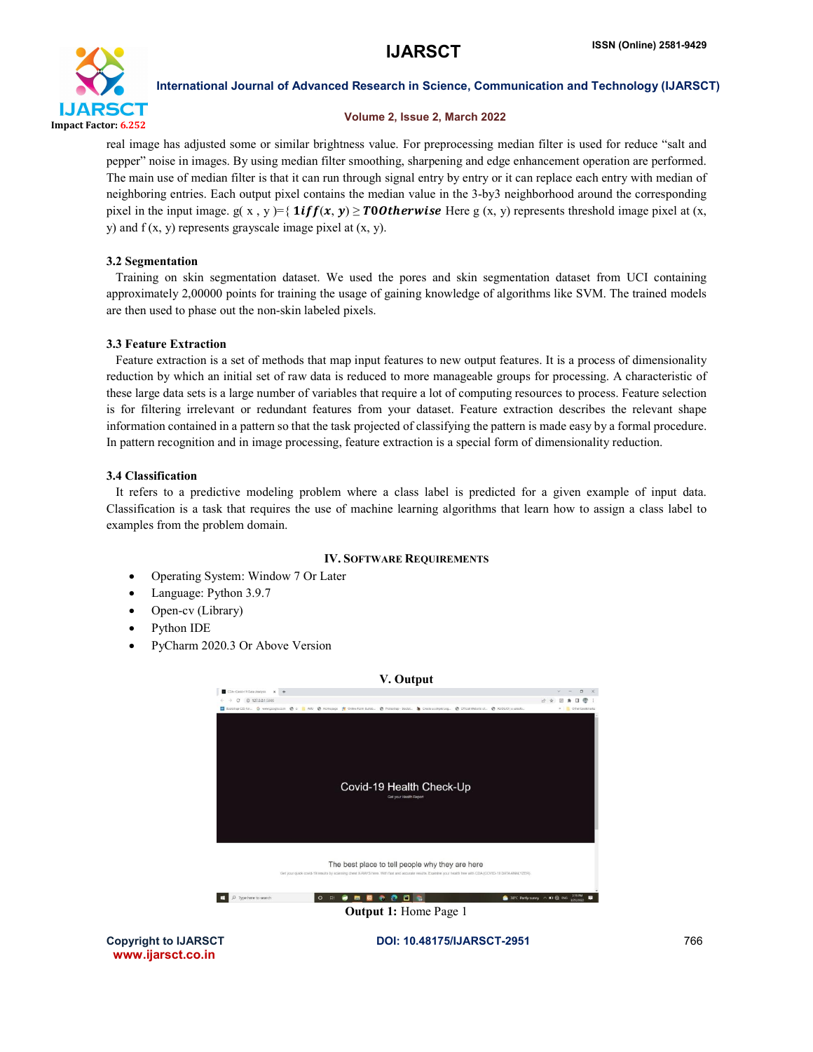real image has adjusted some or similar brightness value. For preprocessing median filter is used for reduce "salt and pepper" noise in images. By using median filter smoothing, sharpening and edge enhancement operation are performed. The main use of median filter is that it can run through signal entry by entry or it can replace each entry with median of neighboring entries. Each output pixel contains the median value in the 3-by3 neighborhood around the corresponding pixel in the input image. g( x , y )={ $\mathbf{1}\boldsymbol{iff}(\boldsymbol{x},\boldsymbol{y}) \geq \boldsymbol{T0Otherwise}$ Here g (x, y) represents threshold image pixel at (x, y) and f (x, y) represents grayscale image pixel at (x, y).

### 3.2 Segmentation

Training on skin segmentation dataset. We used the pores and skin segmentation dataset from UCI containing approximately 2,00000 points for training the usage of gaining knowledge of algorithms like SVM. The trained models are then used to phase out the non-skin labeled pixels.

### 3.3 Feature Extraction

Feature extraction is a set of methods that map input features to new output features. It is a process of dimensionality reduction by which an initial set of raw data is reduced to more manageable groups for processing. A characteristic of these large data sets is a large number of variables that require a lot of computing resources to process. Feature selection is for filtering irrelevant or redundant features from your dataset. Feature extraction describes the relevant shape information contained in a pattern so that the task projected of classifying the pattern is made easy by a formal procedure. In pattern recognition and in image processing, feature extraction is a special form of dimensionality reduction.

### 3.4 Classification

It refers to a predictive modeling problem where a class label is predicted for a given example of input data. Classification is a task that requires the use of machine learning algorithms that learn how to assign a class label to examples from the problem domain.

## IV. Software Requirements

- Operating System: Window 7 Or Later
- Language: Python 3.9.7
- Open-cv (Library)
- Python IDE
- PyCharm 2020.3 Or Above Version

## V. Output

**Output 1:** Home Page 1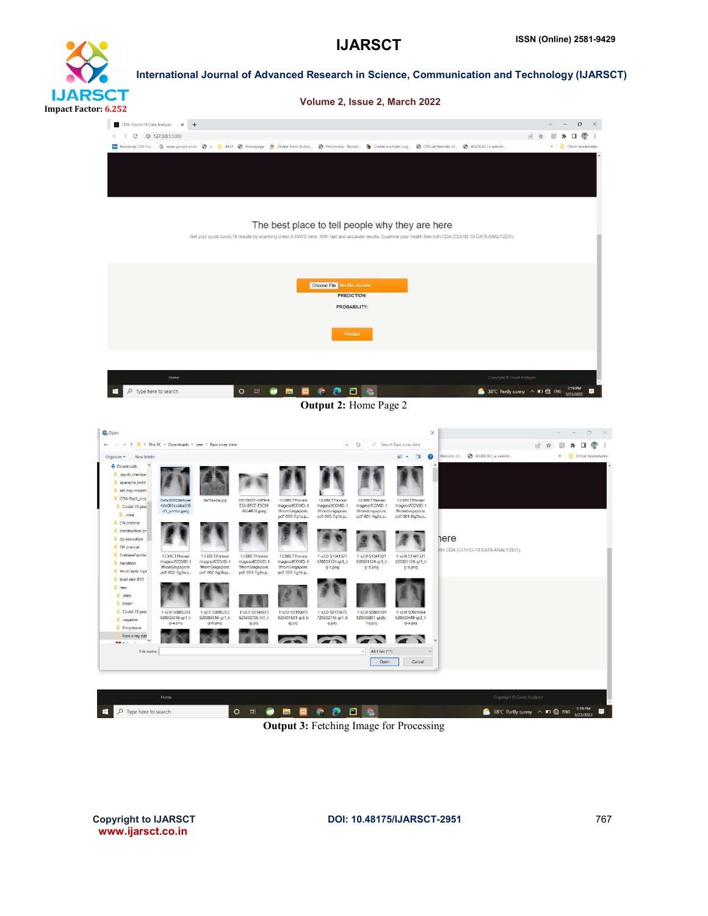Output 2: Home Page 2

Output 3: Fetching Image for Processing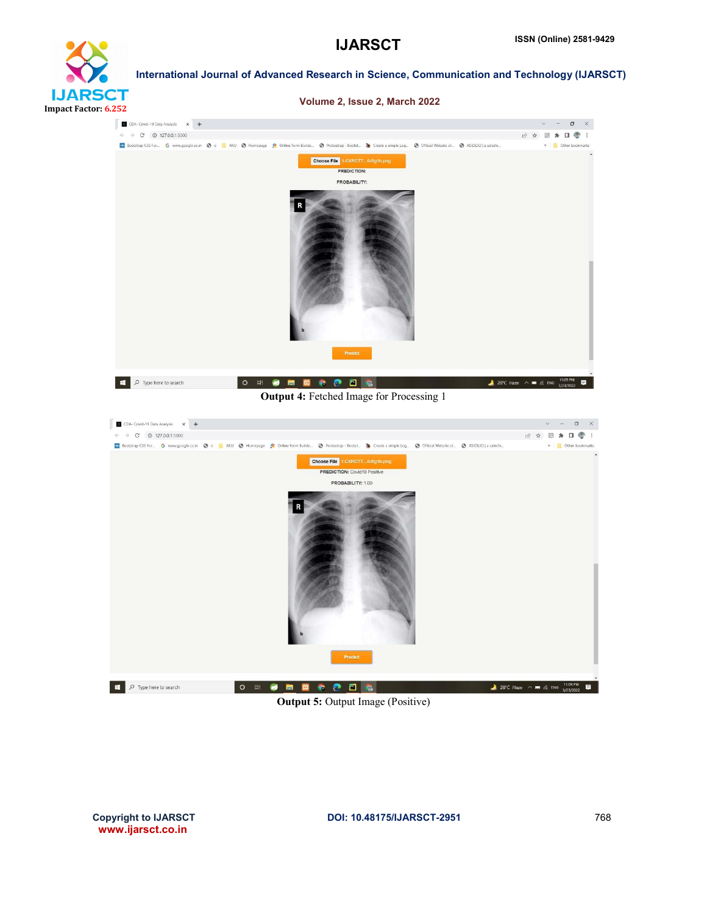**Output 4:** Fetched Image for Processing 1

**Output 5:** Output Image (Positive)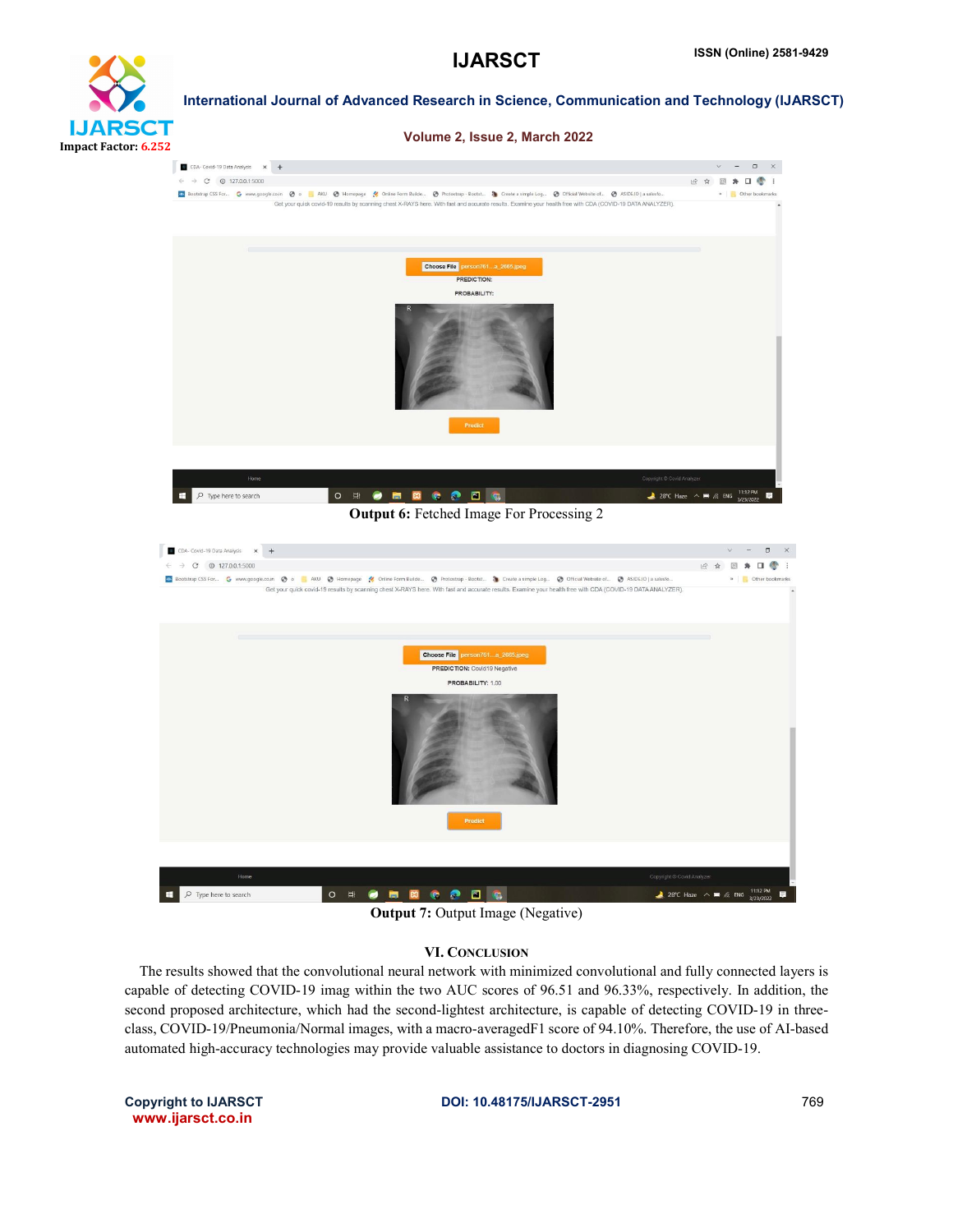Output 6: Fetched Image For Processing 2

Output 7: Output Image (Negative)

## VI. CONCLUSION

The results showed that the convolutional neural network with minimized convolutional and fully connected layers is capable of detecting COVID-19 imag within the two AUC scores of 96.51 and 96.33%, respectively. In addition, the second proposed architecture, which had the second-lightest architecture, is capable of detecting COVID-19 in three-class, COVID-19/Pneumonia/Normal images, with a macro-averagedF1 score of 94.10%. Therefore, the use of AI-based automated high-accuracy technologies may provide valuable assistance to doctors in diagnosing COVID-19.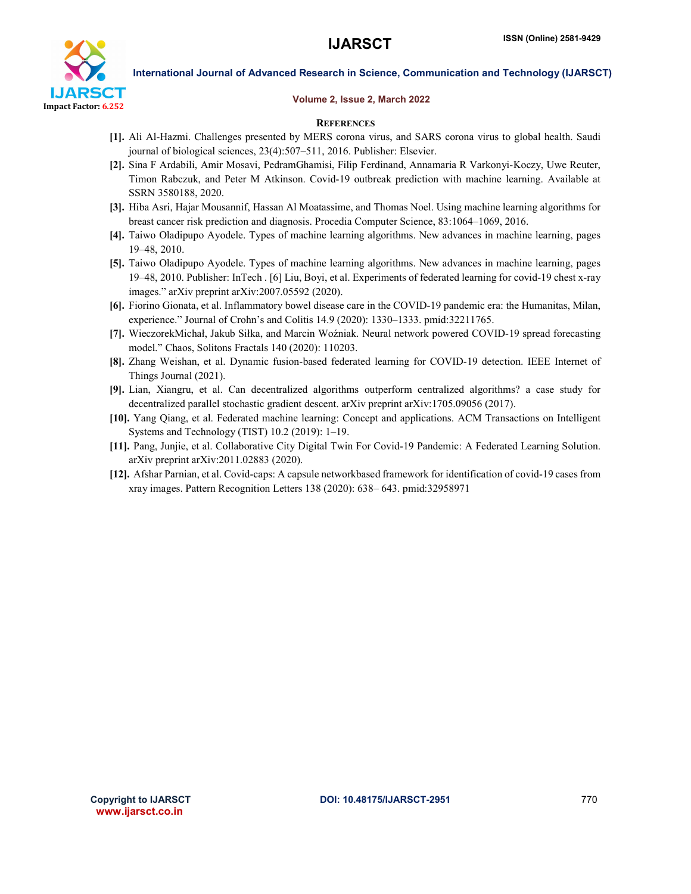## References

[1]. Ali Al-Hazmi. Challenges presented by MERS corona virus, and SARS corona virus to global health. Saudi journal of biological sciences, 23(4):507–511, 2016. Publisher: Elsevier.

[2]. Sina F Ardabili, Amir Mosavi, PedramGhamisi, Filip Ferdinand, Annamaria R Varkonyi-Koczy, Uwe Reuter, Timon Rabczuk, and Peter M Atkinson. Covid-19 outbreak prediction with machine learning. Available at SSRN 3580188, 2020.

[3]. Hiba Asri, Hajar Mousannif, Hassan Al Moatassime, and Thomas Noel. Using machine learning algorithms for breast cancer risk prediction and diagnosis. Procedia Computer Science, 83:1064–1069, 2016.

[4]. Taiwo Oladipupo Ayodele. Types of machine learning algorithms. New advances in machine learning, pages 19–48, 2010.

[5]. Taiwo Oladipupo Ayodele. Types of machine learning algorithms. New advances in machine learning, pages 19–48, 2010. Publisher: InTech . [6] Liu, Boyi, et al. Experiments of federated learning for covid-19 chest x-ray images." arXiv preprint arXiv:2007.05592 (2020).

[6]. Fiorino Gionata, et al. Inflammatory bowel disease care in the COVID-19 pandemic era: the Humanitas, Milan, experience." Journal of Crohn's and Colitis 14.9 (2020): 1330–1333. pmid:32211765.

[7]. WieczorekMichał, Jakub Siłka, and Marcin Woźniak. Neural network powered COVID-19 spread forecasting model." Chaos, Solitons Fractals 140 (2020): 110203.

[8]. Zhang Weishan, et al. Dynamic fusion-based federated learning for COVID-19 detection. IEEE Internet of Things Journal (2021).

[9]. Lian, Xiangru, et al. Can decentralized algorithms outperform centralized algorithms? a case study for decentralized parallel stochastic gradient descent. arXiv preprint arXiv:1705.09056 (2017).

[10]. Yang Qiang, et al. Federated machine learning: Concept and applications. ACM Transactions on Intelligent Systems and Technology (TIST) 10.2 (2019): 1–19.

[11]. Pang, Junjie, et al. Collaborative City Digital Twin For Covid-19 Pandemic: A Federated Learning Solution. arXiv preprint arXiv:2011.02883 (2020).

[12]. Afshar Parnian, et al. Covid-caps: A capsule networkbased framework for identification of covid-19 cases from xray images. Pattern Recognition Letters 138 (2020): 638– 643. pmid:32958971